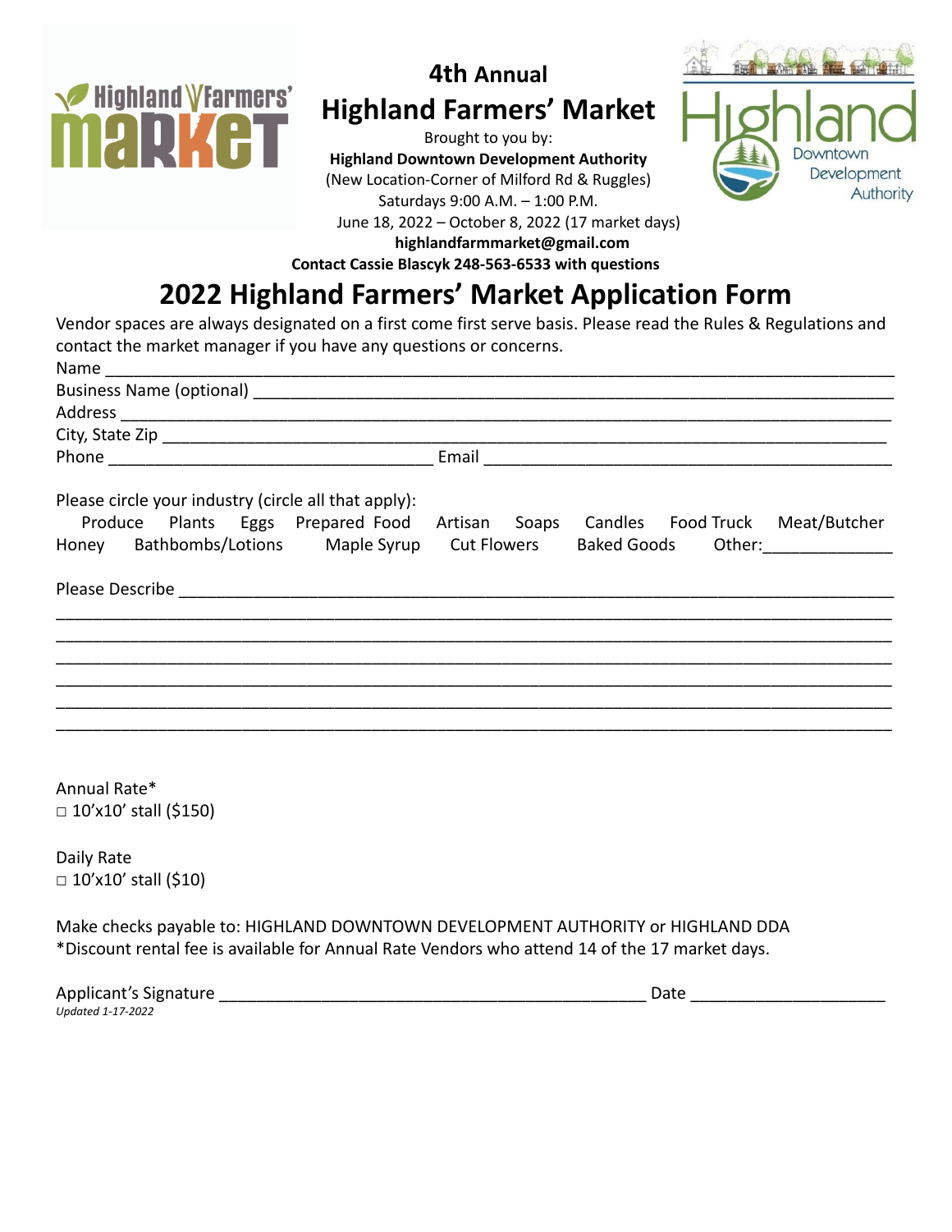# 4th Annual Highland Farmers' Market

Brought to you by:

**Highland Downtown Development Authority**

(New Location-Corner of Milford Rd & Ruggles)

Saturdays 9:00 A.M. – 1:00 P.M.

June 18, 2022 – October 8, 2022 (17 market days)

**highlandfarmmarket@gmail.com**

**Contact Cassie Blascyk 248-563-6533 with questions**

## 2022 Highland Farmers' Market Application Form

Vendor spaces are always designated on a first come first serve basis. Please read the Rules & Regulations and contact the market manager if you have any questions or concerns.

Name ____________________________________________________________________________

Business Name (optional) __________________________________________________________

Address __________________________________________________________________________

City, State Zip ____________________________________________________________________

Phone __________________________________ Email ___________________________________

Please circle your industry (circle all that apply):

Produce  Plants  Eggs  Prepared Food  Artisan  Soaps  Candles  Food Truck  Meat/Butcher
Honey  Bathbombs/Lotions  Maple Syrup  Cut Flowers  Baked Goods  Other:______________

Please Describe __________________________________________________________________

__________________________________________________________________________________

__________________________________________________________________________________

__________________________________________________________________________________

__________________________________________________________________________________

__________________________________________________________________________________

__________________________________________________________________________________

Annual Rate*

□ 10'x10' stall ($150)

Daily Rate

□ 10'x10' stall ($10)

Make checks payable to: HIGHLAND DOWNTOWN DEVELOPMENT AUTHORITY or HIGHLAND DDA

*Discount rental fee is available for Annual Rate Vendors who attend 14 of the 17 market days.

Applicant's Signature ______________________________________________ Date ____________________

*Updated 1-17-2022*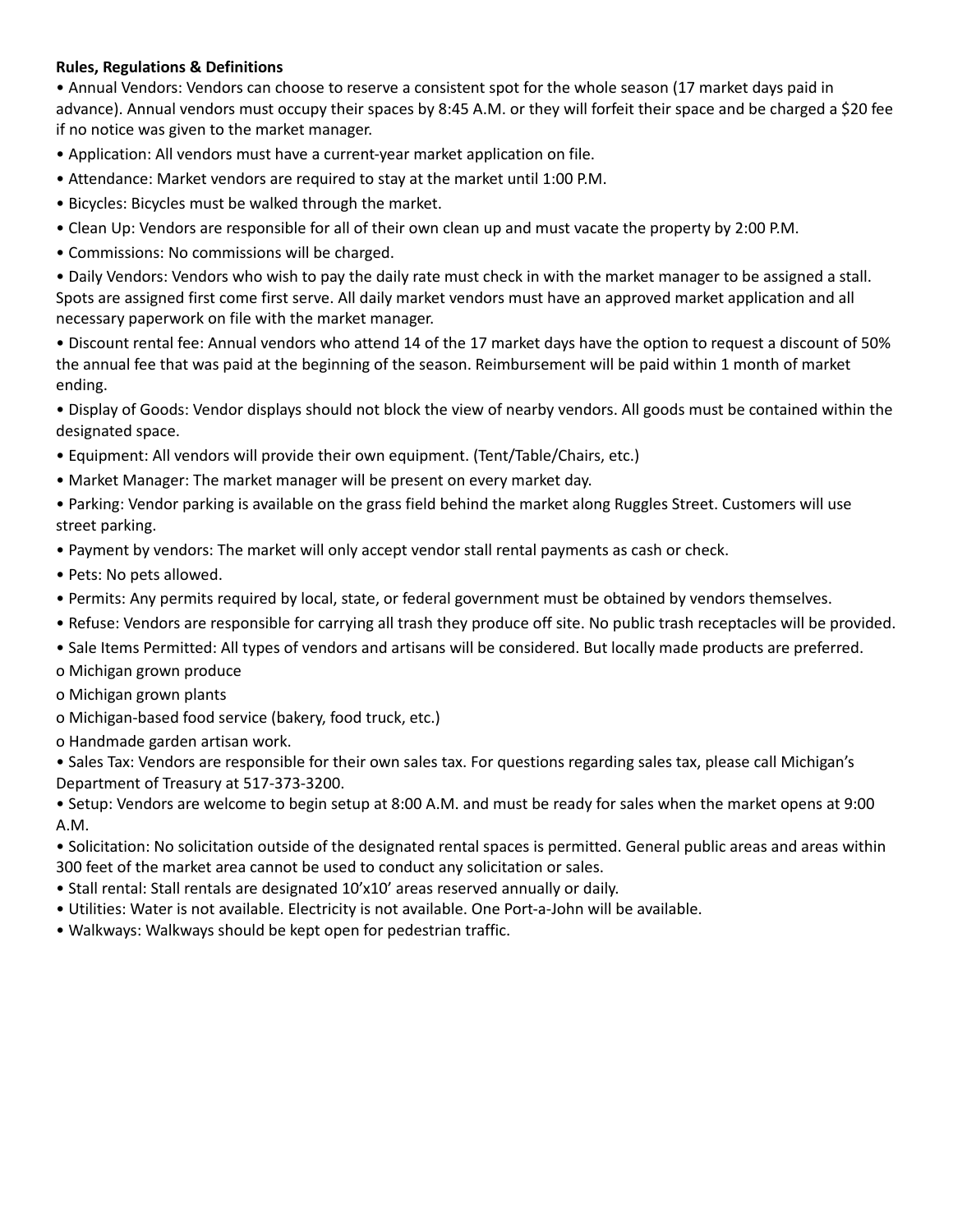**Rules, Regulations & Definitions**

- Annual Vendors: Vendors can choose to reserve a consistent spot for the whole season (17 market days paid in advance). Annual vendors must occupy their spaces by 8:45 A.M. or they will forfeit their space and be charged a $20 fee if no notice was given to the market manager.
- Application: All vendors must have a current-year market application on file.
- Attendance: Market vendors are required to stay at the market until 1:00 P.M.
- Bicycles: Bicycles must be walked through the market.
- Clean Up: Vendors are responsible for all of their own clean up and must vacate the property by 2:00 P.M.
- Commissions: No commissions will be charged.
- Daily Vendors: Vendors who wish to pay the daily rate must check in with the market manager to be assigned a stall. Spots are assigned first come first serve. All daily market vendors must have an approved market application and all necessary paperwork on file with the market manager.
- Discount rental fee: Annual vendors who attend 14 of the 17 market days have the option to request a discount of 50% the annual fee that was paid at the beginning of the season. Reimbursement will be paid within 1 month of market ending.
- Display of Goods: Vendor displays should not block the view of nearby vendors. All goods must be contained within the designated space.
- Equipment: All vendors will provide their own equipment. (Tent/Table/Chairs, etc.)
- Market Manager: The market manager will be present on every market day.
- Parking: Vendor parking is available on the grass field behind the market along Ruggles Street. Customers will use street parking.
- Payment by vendors: The market will only accept vendor stall rental payments as cash or check.
- Pets: No pets allowed.
- Permits: Any permits required by local, state, or federal government must be obtained by vendors themselves.
- Refuse: Vendors are responsible for carrying all trash they produce off site. No public trash receptacles will be provided.
- Sale Items Permitted: All types of vendors and artisans will be considered. But locally made products are preferred.
  - Michigan grown produce
  - Michigan grown plants
  - Michigan-based food service (bakery, food truck, etc.)
  - Handmade garden artisan work.
- Sales Tax: Vendors are responsible for their own sales tax. For questions regarding sales tax, please call Michigan's Department of Treasury at 517-373-3200.
- Setup: Vendors are welcome to begin setup at 8:00 A.M. and must be ready for sales when the market opens at 9:00 A.M.
- Solicitation: No solicitation outside of the designated rental spaces is permitted. General public areas and areas within 300 feet of the market area cannot be used to conduct any solicitation or sales.
- Stall rental: Stall rentals are designated 10'x10' areas reserved annually or daily.
- Utilities: Water is not available. Electricity is not available. One Port-a-John will be available.
- Walkways: Walkways should be kept open for pedestrian traffic.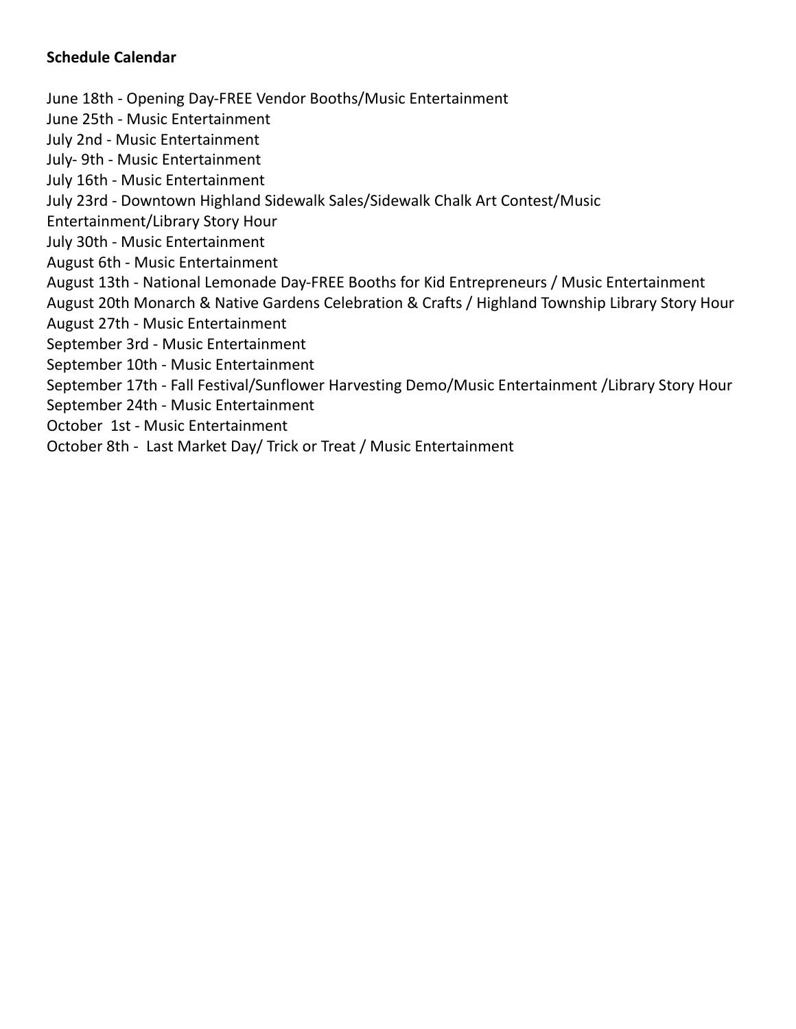**Schedule Calendar**

June 18th - Opening Day-FREE Vendor Booths/Music Entertainment
June 25th - Music Entertainment
July 2nd - Music Entertainment
July- 9th - Music Entertainment
July 16th - Music Entertainment
July 23rd - Downtown Highland Sidewalk Sales/Sidewalk Chalk Art Contest/Music Entertainment/Library Story Hour
July 30th - Music Entertainment
August 6th - Music Entertainment
August 13th - National Lemonade Day-FREE Booths for Kid Entrepreneurs / Music Entertainment
August 20th Monarch & Native Gardens Celebration & Crafts / Highland Township Library Story Hour
August 27th - Music Entertainment
September 3rd - Music Entertainment
September 10th - Music Entertainment
September 17th - Fall Festival/Sunflower Harvesting Demo/Music Entertainment /Library Story Hour
September 24th - Music Entertainment
October 1st - Music Entertainment
October 8th - Last Market Day/ Trick or Treat / Music Entertainment